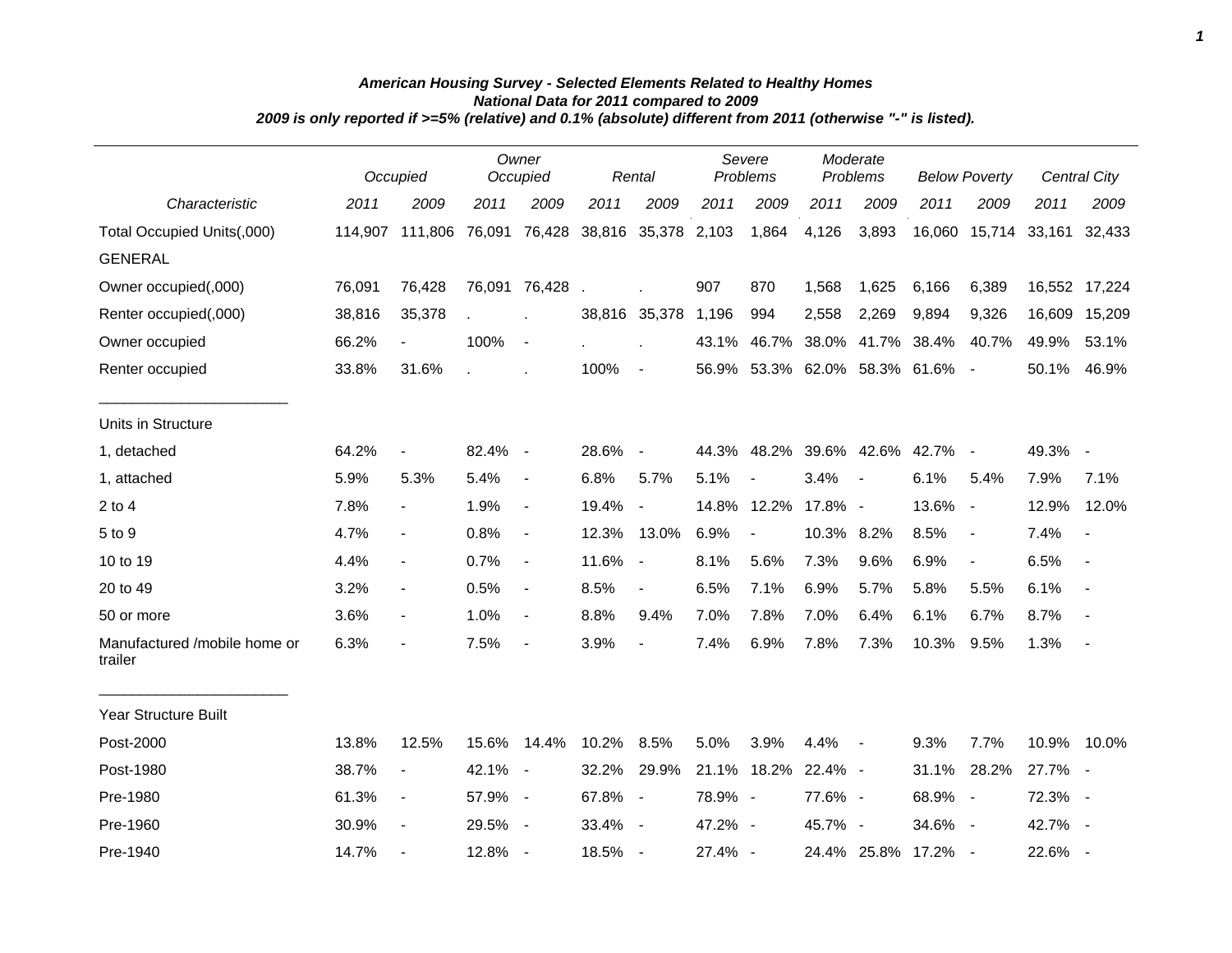***American Housing Survey - Selected Elements Related to Healthy Homes***
***National Data for 2011 compared to 2009***
***2009 is only reported if >=5% (relative) and 0.1% (absolute) different from 2011 (otherwise "-" is listed).***

| | *Occupied* | | *Owner Occupied* | | *Rental* | | *Severe Problems* | | *Moderate Problems* | | *Below Poverty* | | *Central City* | |
|---|---|---|---|---|---|---|---|---|---|---|---|---|---|---|
| *Characteristic* | *2011* | *2009* | *2011* | *2009* | *2011* | *2009* | *2011* | *2009* | *2011* | *2009* | *2011* | *2009* | *2011* | *2009* |
| Total Occupied Units(,000) | 114,907 | 111,806 | 76,091 | 76,428 | 38,816 | 35,378 | 2,103 | 1,864 | 4,126 | 3,893 | 16,060 | 15,714 | 33,161 | 32,433 |
| GENERAL | | | | | | | | | | | | | | |
| Owner occupied(,000) | 76,091 | 76,428 | 76,091 | 76,428 | . | . | 907 | 870 | 1,568 | 1,625 | 6,166 | 6,389 | 16,552 | 17,224 |
| Renter occupied(,000) | 38,816 | 35,378 | . | . | 38,816 | 35,378 | 1,196 | 994 | 2,558 | 2,269 | 9,894 | 9,326 | 16,609 | 15,209 |
| Owner occupied | 66.2% | - | 100% | - | . | . | 43.1% | 46.7% | 38.0% | 41.7% | 38.4% | 40.7% | 49.9% | 53.1% |
| Renter occupied | 33.8% | 31.6% | . | . | 100% | - | 56.9% | 53.3% | 62.0% | 58.3% | 61.6% | - | 50.1% | 46.9% |
| Units in Structure | | | | | | | | | | | | | | |
| 1, detached | 64.2% | - | 82.4% | - | 28.6% | - | 44.3% | 48.2% | 39.6% | 42.6% | 42.7% | - | 49.3% | - |
| 1, attached | 5.9% | 5.3% | 5.4% | - | 6.8% | 5.7% | 5.1% | - | 3.4% | - | 6.1% | 5.4% | 7.9% | 7.1% |
| 2 to 4 | 7.8% | - | 1.9% | - | 19.4% | - | 14.8% | 12.2% | 17.8% | - | 13.6% | - | 12.9% | 12.0% |
| 5 to 9 | 4.7% | - | 0.8% | - | 12.3% | 13.0% | 6.9% | - | 10.3% | 8.2% | 8.5% | - | 7.4% | - |
| 10 to 19 | 4.4% | - | 0.7% | - | 11.6% | - | 8.1% | 5.6% | 7.3% | 9.6% | 6.9% | - | 6.5% | - |
| 20 to 49 | 3.2% | - | 0.5% | - | 8.5% | - | 6.5% | 7.1% | 6.9% | 5.7% | 5.8% | 5.5% | 6.1% | - |
| 50 or more | 3.6% | - | 1.0% | - | 8.8% | 9.4% | 7.0% | 7.8% | 7.0% | 6.4% | 6.1% | 6.7% | 8.7% | - |
| Manufactured /mobile home or trailer | 6.3% | - | 7.5% | - | 3.9% | - | 7.4% | 6.9% | 7.8% | 7.3% | 10.3% | 9.5% | 1.3% | - |
| Year Structure Built | | | | | | | | | | | | | | |
| Post-2000 | 13.8% | 12.5% | 15.6% | 14.4% | 10.2% | 8.5% | 5.0% | 3.9% | 4.4% | - | 9.3% | 7.7% | 10.9% | 10.0% |
| Post-1980 | 38.7% | - | 42.1% | - | 32.2% | 29.9% | 21.1% | 18.2% | 22.4% | - | 31.1% | 28.2% | 27.7% | - |
| Pre-1980 | 61.3% | - | 57.9% | - | 67.8% | - | 78.9% | - | 77.6% | - | 68.9% | - | 72.3% | - |
| Pre-1960 | 30.9% | - | 29.5% | - | 33.4% | - | 47.2% | - | 45.7% | - | 34.6% | - | 42.7% | - |
| Pre-1940 | 14.7% | - | 12.8% | - | 18.5% | - | 27.4% | - | 24.4% | 25.8% | 17.2% | - | 22.6% | - |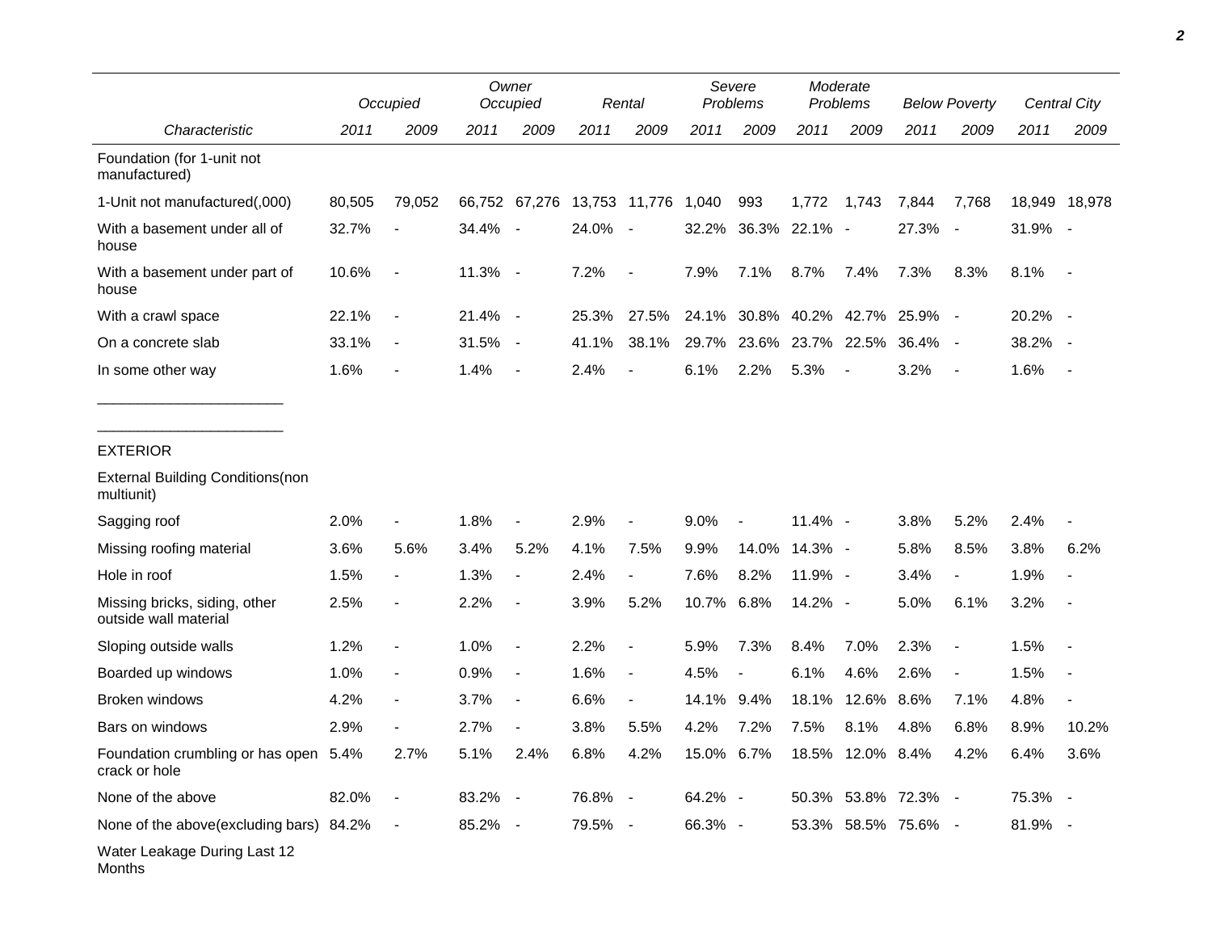| Characteristic | Occupied 2011 | Occupied 2009 | Owner Occupied 2011 | Owner Occupied 2009 | Rental 2011 | Rental 2009 | Severe Problems 2011 | Severe Problems 2009 | Moderate Problems 2011 | Moderate Problems 2009 | Below Poverty 2011 | Below Poverty 2009 | Central City 2011 | Central City 2009 |
|---|---|---|---|---|---|---|---|---|---|---|---|---|---|---|
| Foundation (for 1-unit not manufactured) | | | | | | | | | | | | | | |
| 1-Unit not manufactured(,000) | 80,505 | 79,052 | 66,752 | 67,276 | 13,753 | 11,776 | 1,040 | 993 | 1,772 | 1,743 | 7,844 | 7,768 | 18,949 | 18,978 |
| With a basement under all of house | 32.7% | - | 34.4% | - | 24.0% | - | 32.2% | 36.3% | 22.1% | - | 27.3% | - | 31.9% | - |
| With a basement under part of house | 10.6% | - | 11.3% | - | 7.2% | - | 7.9% | 7.1% | 8.7% | 7.4% | 7.3% | 8.3% | 8.1% | - |
| With a crawl space | 22.1% | - | 21.4% | - | 25.3% | 27.5% | 24.1% | 30.8% | 40.2% | 42.7% | 25.9% | - | 20.2% | - |
| On a concrete slab | 33.1% | - | 31.5% | - | 41.1% | 38.1% | 29.7% | 23.6% | 23.7% | 22.5% | 36.4% | - | 38.2% | - |
| In some other way | 1.6% | - | 1.4% | - | 2.4% | - | 6.1% | 2.2% | 5.3% | - | 3.2% | - | 1.6% | - |
| EXTERIOR | | | | | | | | | | | | | | |
| External Building Conditions(non multiunit) | | | | | | | | | | | | | | |
| Sagging roof | 2.0% | - | 1.8% | - | 2.9% | - | 9.0% | - | 11.4% | - | 3.8% | 5.2% | 2.4% | - |
| Missing roofing material | 3.6% | 5.6% | 3.4% | 5.2% | 4.1% | 7.5% | 9.9% | 14.0% | 14.3% | - | 5.8% | 8.5% | 3.8% | 6.2% |
| Hole in roof | 1.5% | - | 1.3% | - | 2.4% | - | 7.6% | 8.2% | 11.9% | - | 3.4% | - | 1.9% | - |
| Missing bricks, siding, other outside wall material | 2.5% | - | 2.2% | - | 3.9% | 5.2% | 10.7% | 6.8% | 14.2% | - | 5.0% | 6.1% | 3.2% | - |
| Sloping outside walls | 1.2% | - | 1.0% | - | 2.2% | - | 5.9% | 7.3% | 8.4% | 7.0% | 2.3% | - | 1.5% | - |
| Boarded up windows | 1.0% | - | 0.9% | - | 1.6% | - | 4.5% | - | 6.1% | 4.6% | 2.6% | - | 1.5% | - |
| Broken windows | 4.2% | - | 3.7% | - | 6.6% | - | 14.1% | 9.4% | 18.1% | 12.6% | 8.6% | 7.1% | 4.8% | - |
| Bars on windows | 2.9% | - | 2.7% | - | 3.8% | 5.5% | 4.2% | 7.2% | 7.5% | 8.1% | 4.8% | 6.8% | 8.9% | 10.2% |
| Foundation crumbling or has open crack or hole | 5.4% | 2.7% | 5.1% | 2.4% | 6.8% | 4.2% | 15.0% | 6.7% | 18.5% | 12.0% | 8.4% | 4.2% | 6.4% | 3.6% |
| None of the above | 82.0% | - | 83.2% | - | 76.8% | - | 64.2% | - | 50.3% | 53.8% | 72.3% | - | 75.3% | - |
| None of the above(excluding bars) | 84.2% | - | 85.2% | - | 79.5% | - | 66.3% | - | 53.3% | 58.5% | 75.6% | - | 81.9% | - |
| Water Leakage During Last 12 Months | | | | | | | | | | | | | | |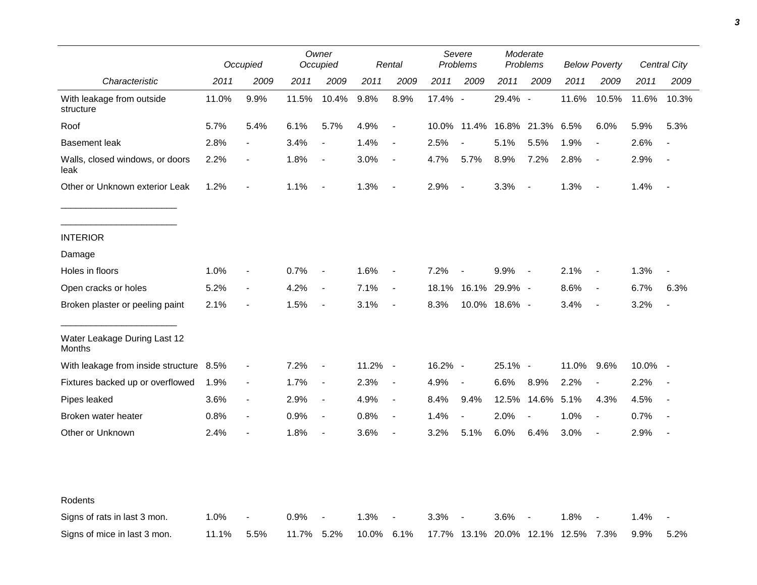| Characteristic | Occupied 2011 | Occupied 2009 | Owner Occupied 2011 | Owner Occupied 2009 | Rental 2011 | Rental 2009 | Severe Problems 2011 | Severe Problems 2009 | Moderate Problems 2011 | Moderate Problems 2009 | Below Poverty 2011 | Below Poverty 2009 | Central City 2011 | Central City 2009 |
|---|---|---|---|---|---|---|---|---|---|---|---|---|---|---|
| With leakage from outside structure | 11.0% | 9.9% | 11.5% | 10.4% | 9.8% | 8.9% | 17.4% | - | 29.4% | - | 11.6% | 10.5% | 11.6% | 10.3% |
| Roof | 5.7% | 5.4% | 6.1% | 5.7% | 4.9% | - | 10.0% | 11.4% | 16.8% | 21.3% | 6.5% | 6.0% | 5.9% | 5.3% |
| Basement leak | 2.8% | - | 3.4% | - | 1.4% | - | 2.5% | - | 5.1% | 5.5% | 1.9% | - | 2.6% | - |
| Walls, closed windows, or doors leak | 2.2% | - | 1.8% | - | 3.0% | - | 4.7% | 5.7% | 8.9% | 7.2% | 2.8% | - | 2.9% | - |
| Other or Unknown exterior Leak | 1.2% | - | 1.1% | - | 1.3% | - | 2.9% | - | 3.3% | - | 1.3% | - | 1.4% | - |
| INTERIOR | | | | | | | | | | | | | | |
| Damage | | | | | | | | | | | | | | |
| Holes in floors | 1.0% | - | 0.7% | - | 1.6% | - | 7.2% | - | 9.9% | - | 2.1% | - | 1.3% | - |
| Open cracks or holes | 5.2% | - | 4.2% | - | 7.1% | - | 18.1% | 16.1% | 29.9% | - | 8.6% | - | 6.7% | 6.3% |
| Broken plaster or peeling paint | 2.1% | - | 1.5% | - | 3.1% | - | 8.3% | 10.0% | 18.6% | - | 3.4% | - | 3.2% | - |
| Water Leakage During Last 12 Months | | | | | | | | | | | | | | |
| With leakage from inside structure | 8.5% | - | 7.2% | - | 11.2% | - | 16.2% | - | 25.1% | - | 11.0% | 9.6% | 10.0% | - |
| Fixtures backed up or overflowed | 1.9% | - | 1.7% | - | 2.3% | - | 4.9% | - | 6.6% | 8.9% | 2.2% | - | 2.2% | - |
| Pipes leaked | 3.6% | - | 2.9% | - | 4.9% | - | 8.4% | 9.4% | 12.5% | 14.6% | 5.1% | 4.3% | 4.5% | - |
| Broken water heater | 0.8% | - | 0.9% | - | 0.8% | - | 1.4% | - | 2.0% | - | 1.0% | - | 0.7% | - |
| Other or Unknown | 2.4% | - | 1.8% | - | 3.6% | - | 3.2% | 5.1% | 6.0% | 6.4% | 3.0% | - | 2.9% | - |
| Rodents | | | | | | | | | | | | | | |
| Signs of rats in last 3 mon. | 1.0% | - | 0.9% | - | 1.3% | - | 3.3% | - | 3.6% | - | 1.8% | - | 1.4% | - |
| Signs of mice in last 3 mon. | 11.1% | 5.5% | 11.7% | 5.2% | 10.0% | 6.1% | 17.7% | 13.1% | 20.0% | 12.1% | 12.5% | 7.3% | 9.9% | 5.2% |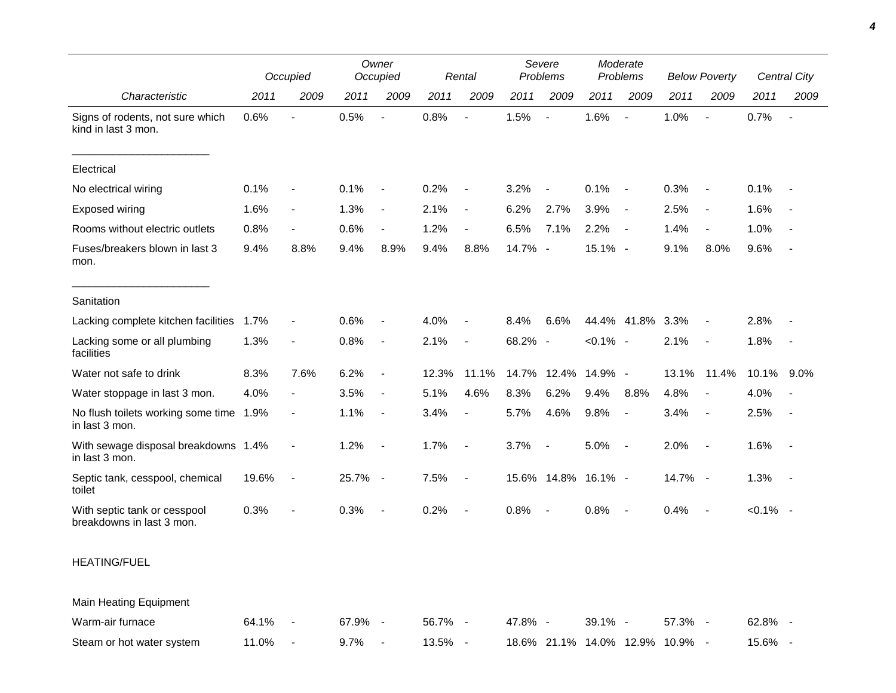| | Occupied | | Owner Occupied | | Rental | | Severe Problems | | Moderate Problems | | Below Poverty | | Central City | |
|---|---|---|---|---|---|---|---|---|---|---|---|---|---|---|
| Characteristic | 2011 | 2009 | 2011 | 2009 | 2011 | 2009 | 2011 | 2009 | 2011 | 2009 | 2011 | 2009 | 2011 | 2009 |
| Signs of rodents, not sure which kind in last 3 mon. | 0.6% | - | 0.5% | - | 0.8% | - | 1.5% | - | 1.6% | - | 1.0% | - | 0.7% | - |
| Electrical | | | | | | | | | | | | | | |
| No electrical wiring | 0.1% | - | 0.1% | - | 0.2% | - | 3.2% | - | 0.1% | - | 0.3% | - | 0.1% | - |
| Exposed wiring | 1.6% | - | 1.3% | - | 2.1% | - | 6.2% | 2.7% | 3.9% | - | 2.5% | - | 1.6% | - |
| Rooms without electric outlets | 0.8% | - | 0.6% | - | 1.2% | - | 6.5% | 7.1% | 2.2% | - | 1.4% | - | 1.0% | - |
| Fuses/breakers blown in last 3 mon. | 9.4% | 8.8% | 9.4% | 8.9% | 9.4% | 8.8% | 14.7% | - | 15.1% | - | 9.1% | 8.0% | 9.6% | - |
| Sanitation | | | | | | | | | | | | | | |
| Lacking complete kitchen facilities | 1.7% | - | 0.6% | - | 4.0% | - | 8.4% | 6.6% | 44.4% | 41.8% | 3.3% | - | 2.8% | - |
| Lacking some or all plumbing facilities | 1.3% | - | 0.8% | - | 2.1% | - | 68.2% | - | <0.1% | - | 2.1% | - | 1.8% | - |
| Water not safe to drink | 8.3% | 7.6% | 6.2% | - | 12.3% | 11.1% | 14.7% | 12.4% | 14.9% | - | 13.1% | 11.4% | 10.1% | 9.0% |
| Water stoppage in last 3 mon. | 4.0% | - | 3.5% | - | 5.1% | 4.6% | 8.3% | 6.2% | 9.4% | 8.8% | 4.8% | - | 4.0% | - |
| No flush toilets working some time in last 3 mon. | 1.9% | - | 1.1% | - | 3.4% | - | 5.7% | 4.6% | 9.8% | - | 3.4% | - | 2.5% | - |
| With sewage disposal breakdowns in last 3 mon. | 1.4% | - | 1.2% | - | 1.7% | - | 3.7% | - | 5.0% | - | 2.0% | - | 1.6% | - |
| Septic tank, cesspool, chemical toilet | 19.6% | - | 25.7% | - | 7.5% | - | 15.6% | 14.8% | 16.1% | - | 14.7% | - | 1.3% | - |
| With septic tank or cesspool breakdowns in last 3 mon. | 0.3% | - | 0.3% | - | 0.2% | - | 0.8% | - | 0.8% | - | 0.4% | - | <0.1% | - |
| HEATING/FUEL | | | | | | | | | | | | | | |
| Main Heating Equipment | | | | | | | | | | | | | | |
| Warm-air furnace | 64.1% | - | 67.9% | - | 56.7% | - | 47.8% | - | 39.1% | - | 57.3% | - | 62.8% | - |
| Steam or hot water system | 11.0% | - | 9.7% | - | 13.5% | - | 18.6% | 21.1% | 14.0% | 12.9% | 10.9% | - | 15.6% | - |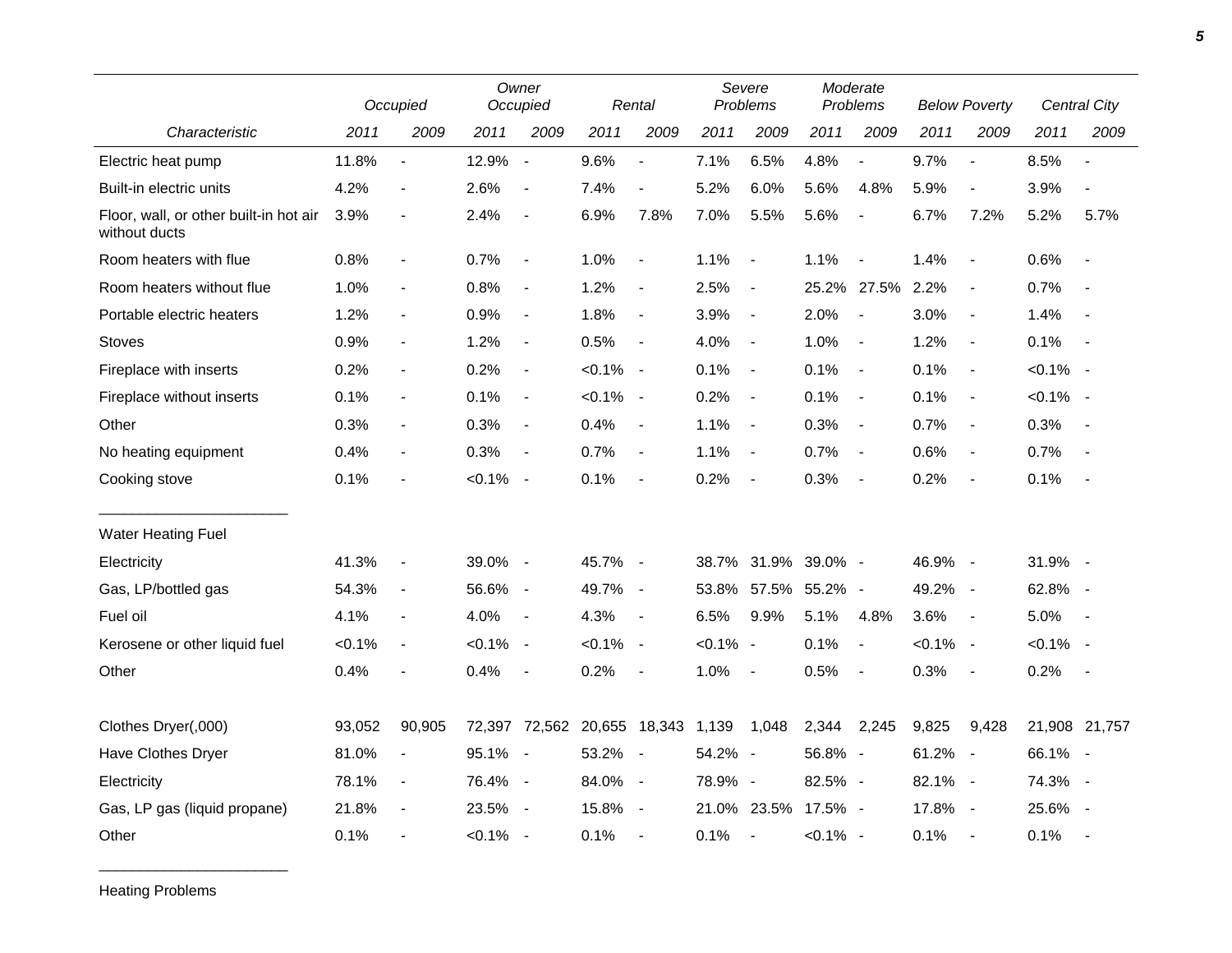| Characteristic | Occupied | | Owner Occupied | | Rental | | Severe Problems | | Moderate Problems | | Below Poverty | | Central City | |
|---|---|---|---|---|---|---|---|---|---|---|---|---|---|---|
| | 2011 | 2009 | 2011 | 2009 | 2011 | 2009 | 2011 | 2009 | 2011 | 2009 | 2011 | 2009 | 2011 | 2009 |
| Electric heat pump | 11.8% | - | 12.9% | - | 9.6% | - | 7.1% | 6.5% | 4.8% | - | 9.7% | - | 8.5% | - |
| Built-in electric units | 4.2% | - | 2.6% | - | 7.4% | - | 5.2% | 6.0% | 5.6% | 4.8% | 5.9% | - | 3.9% | - |
| Floor, wall, or other built-in hot air without ducts | 3.9% | - | 2.4% | - | 6.9% | 7.8% | 7.0% | 5.5% | 5.6% | - | 6.7% | 7.2% | 5.2% | 5.7% |
| Room heaters with flue | 0.8% | - | 0.7% | - | 1.0% | - | 1.1% | - | 1.1% | - | 1.4% | - | 0.6% | - |
| Room heaters without flue | 1.0% | - | 0.8% | - | 1.2% | - | 2.5% | - | 25.2% | 27.5% | 2.2% | - | 0.7% | - |
| Portable electric heaters | 1.2% | - | 0.9% | - | 1.8% | - | 3.9% | - | 2.0% | - | 3.0% | - | 1.4% | - |
| Stoves | 0.9% | - | 1.2% | - | 0.5% | - | 4.0% | - | 1.0% | - | 1.2% | - | 0.1% | - |
| Fireplace with inserts | 0.2% | - | 0.2% | - | <0.1% | - | 0.1% | - | 0.1% | - | 0.1% | - | <0.1% | - |
| Fireplace without inserts | 0.1% | - | 0.1% | - | <0.1% | - | 0.2% | - | 0.1% | - | 0.1% | - | <0.1% | - |
| Other | 0.3% | - | 0.3% | - | 0.4% | - | 1.1% | - | 0.3% | - | 0.7% | - | 0.3% | - |
| No heating equipment | 0.4% | - | 0.3% | - | 0.7% | - | 1.1% | - | 0.7% | - | 0.6% | - | 0.7% | - |
| Cooking stove | 0.1% | - | <0.1% | - | 0.1% | - | 0.2% | - | 0.3% | - | 0.2% | - | 0.1% | - |
| Water Heating Fuel | | | | | | | | | | | | | | |
| Electricity | 41.3% | - | 39.0% | - | 45.7% | - | 38.7% | 31.9% | 39.0% | - | 46.9% | - | 31.9% | - |
| Gas, LP/bottled gas | 54.3% | - | 56.6% | - | 49.7% | - | 53.8% | 57.5% | 55.2% | - | 49.2% | - | 62.8% | - |
| Fuel oil | 4.1% | - | 4.0% | - | 4.3% | - | 6.5% | 9.9% | 5.1% | 4.8% | 3.6% | - | 5.0% | - |
| Kerosene or other liquid fuel | <0.1% | - | <0.1% | - | <0.1% | - | <0.1% | - | 0.1% | - | <0.1% | - | <0.1% | - |
| Other | 0.4% | - | 0.4% | - | 0.2% | - | 1.0% | - | 0.5% | - | 0.3% | - | 0.2% | - |
| Clothes Dryer(,000) | 93,052 | 90,905 | 72,397 | 72,562 | 20,655 | 18,343 | 1,139 | 1,048 | 2,344 | 2,245 | 9,825 | 9,428 | 21,908 | 21,757 |
| Have Clothes Dryer | 81.0% | - | 95.1% | - | 53.2% | - | 54.2% | - | 56.8% | - | 61.2% | - | 66.1% | - |
| Electricity | 78.1% | - | 76.4% | - | 84.0% | - | 78.9% | - | 82.5% | - | 82.1% | - | 74.3% | - |
| Gas, LP gas (liquid propane) | 21.8% | - | 23.5% | - | 15.8% | - | 21.0% | 23.5% | 17.5% | - | 17.8% | - | 25.6% | - |
| Other | 0.1% | - | <0.1% | - | 0.1% | - | 0.1% | - | <0.1% | - | 0.1% | - | 0.1% | - |
| Heating Problems | | | | | | | | | | | | | | |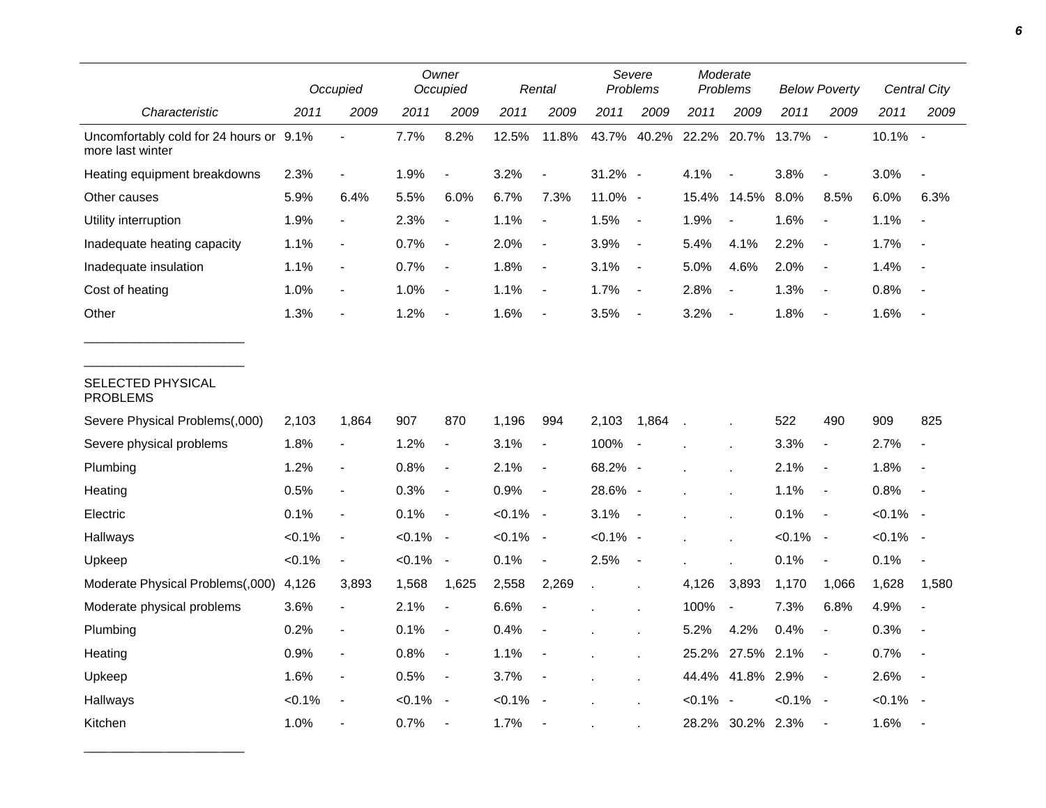| Characteristic | Occupied | | Owner Occupied | | Rental | | Severe Problems | | Moderate Problems | | Below Poverty | | Central City | |
|---|---|---|---|---|---|---|---|---|---|---|---|---|---|---|
| | 2011 | 2009 | 2011 | 2009 | 2011 | 2009 | 2011 | 2009 | 2011 | 2009 | 2011 | 2009 | 2011 | 2009 |
| Uncomfortably cold for 24 hours or more last winter | 9.1% | - | 7.7% | 8.2% | 12.5% | 11.8% | 43.7% | 40.2% | 22.2% | 20.7% | 13.7% | - | 10.1% | - |
| Heating equipment breakdowns | 2.3% | - | 1.9% | - | 3.2% | - | 31.2% | - | 4.1% | - | 3.8% | - | 3.0% | - |
| Other causes | 5.9% | 6.4% | 5.5% | 6.0% | 6.7% | 7.3% | 11.0% | - | 15.4% | 14.5% | 8.0% | 8.5% | 6.0% | 6.3% |
| Utility interruption | 1.9% | - | 2.3% | - | 1.1% | - | 1.5% | - | 1.9% | - | 1.6% | - | 1.1% | - |
| Inadequate heating capacity | 1.1% | - | 0.7% | - | 2.0% | - | 3.9% | - | 5.4% | 4.1% | 2.2% | - | 1.7% | - |
| Inadequate insulation | 1.1% | - | 0.7% | - | 1.8% | - | 3.1% | - | 5.0% | 4.6% | 2.0% | - | 1.4% | - |
| Cost of heating | 1.0% | - | 1.0% | - | 1.1% | - | 1.7% | - | 2.8% | - | 1.3% | - | 0.8% | - |
| Other | 1.3% | - | 1.2% | - | 1.6% | - | 3.5% | - | 3.2% | - | 1.8% | - | 1.6% | - |
| SELECTED PHYSICAL PROBLEMS | | | | | | | | | | | | | | |
| Severe Physical Problems(,000) | 2,103 | 1,864 | 907 | 870 | 1,196 | 994 | 2,103 | 1,864 | . | . | 522 | 490 | 909 | 825 |
| Severe physical problems | 1.8% | - | 1.2% | - | 3.1% | - | 100% | - | . | . | 3.3% | - | 2.7% | - |
| Plumbing | 1.2% | - | 0.8% | - | 2.1% | - | 68.2% | - | . | . | 2.1% | - | 1.8% | - |
| Heating | 0.5% | - | 0.3% | - | 0.9% | - | 28.6% | - | . | . | 1.1% | - | 0.8% | - |
| Electric | 0.1% | - | 0.1% | - | <0.1% | - | 3.1% | - | . | . | 0.1% | - | <0.1% | - |
| Hallways | <0.1% | - | <0.1% | - | <0.1% | - | <0.1% | - | . | . | <0.1% | - | <0.1% | - |
| Upkeep | <0.1% | - | <0.1% | - | 0.1% | - | 2.5% | - | . | . | 0.1% | - | 0.1% | - |
| Moderate Physical Problems(,000) | 4,126 | 3,893 | 1,568 | 1,625 | 2,558 | 2,269 | . | . | 4,126 | 3,893 | 1,170 | 1,066 | 1,628 | 1,580 |
| Moderate physical problems | 3.6% | - | 2.1% | - | 6.6% | - | . | . | 100% | - | 7.3% | 6.8% | 4.9% | - |
| Plumbing | 0.2% | - | 0.1% | - | 0.4% | - | . | . | 5.2% | 4.2% | 0.4% | - | 0.3% | - |
| Heating | 0.9% | - | 0.8% | - | 1.1% | - | . | . | 25.2% | 27.5% | 2.1% | - | 0.7% | - |
| Upkeep | 1.6% | - | 0.5% | - | 3.7% | - | . | . | 44.4% | 41.8% | 2.9% | - | 2.6% | - |
| Hallways | <0.1% | - | <0.1% | - | <0.1% | - | . | . | <0.1% | - | <0.1% | - | <0.1% | - |
| Kitchen | 1.0% | - | 0.7% | - | 1.7% | - | . | . | 28.2% | 30.2% | 2.3% | - | 1.6% | - |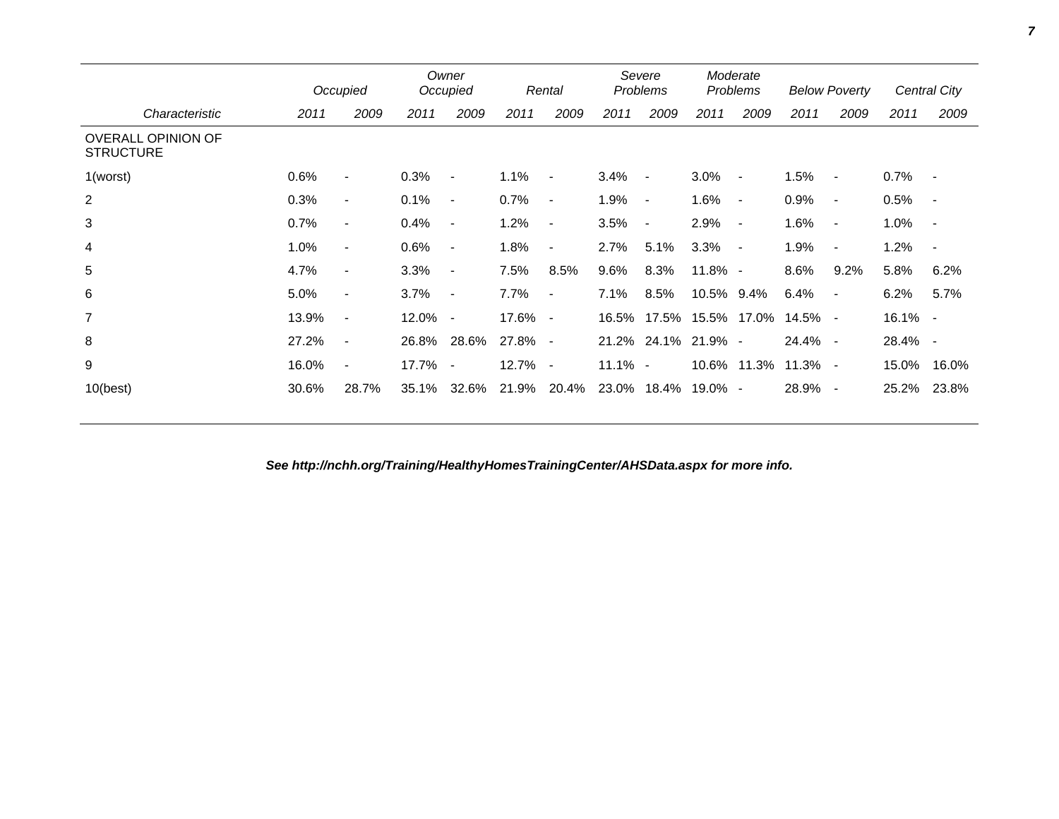| | Occupied | | Owner Occupied | | Rental | | Severe Problems | | Moderate Problems | | Below Poverty | | Central City | |
|---|---|---|---|---|---|---|---|---|---|---|---|---|---|---|
| *Characteristic* | *2011* | *2009* | *2011* | *2009* | *2011* | *2009* | *2011* | *2009* | *2011* | *2009* | *2011* | *2009* | *2011* | *2009* |
| OVERALL OPINION OF STRUCTURE | | | | | | | | | | | | | | |
| 1(worst) | 0.6% | - | 0.3% | - | 1.1% | - | 3.4% | - | 3.0% | - | 1.5% | - | 0.7% | - |
| 2 | 0.3% | - | 0.1% | - | 0.7% | - | 1.9% | - | 1.6% | - | 0.9% | - | 0.5% | - |
| 3 | 0.7% | - | 0.4% | - | 1.2% | - | 3.5% | - | 2.9% | - | 1.6% | - | 1.0% | - |
| 4 | 1.0% | - | 0.6% | - | 1.8% | - | 2.7% | 5.1% | 3.3% | - | 1.9% | - | 1.2% | - |
| 5 | 4.7% | - | 3.3% | - | 7.5% | 8.5% | 9.6% | 8.3% | 11.8% | - | 8.6% | 9.2% | 5.8% | 6.2% |
| 6 | 5.0% | - | 3.7% | - | 7.7% | - | 7.1% | 8.5% | 10.5% | 9.4% | 6.4% | - | 6.2% | 5.7% |
| 7 | 13.9% | - | 12.0% | - | 17.6% | - | 16.5% | 17.5% | 15.5% | 17.0% | 14.5% | - | 16.1% | - |
| 8 | 27.2% | - | 26.8% | 28.6% | 27.8% | - | 21.2% | 24.1% | 21.9% | - | 24.4% | - | 28.4% | - |
| 9 | 16.0% | - | 17.7% | - | 12.7% | - | 11.1% | - | 10.6% | 11.3% | 11.3% | - | 15.0% | 16.0% |
| 10(best) | 30.6% | 28.7% | 35.1% | 32.6% | 21.9% | 20.4% | 23.0% | 18.4% | 19.0% | - | 28.9% | - | 25.2% | 23.8% |

***See http://nchh.org/Training/HealthyHomesTrainingCenter/AHSData.aspx for more info.***